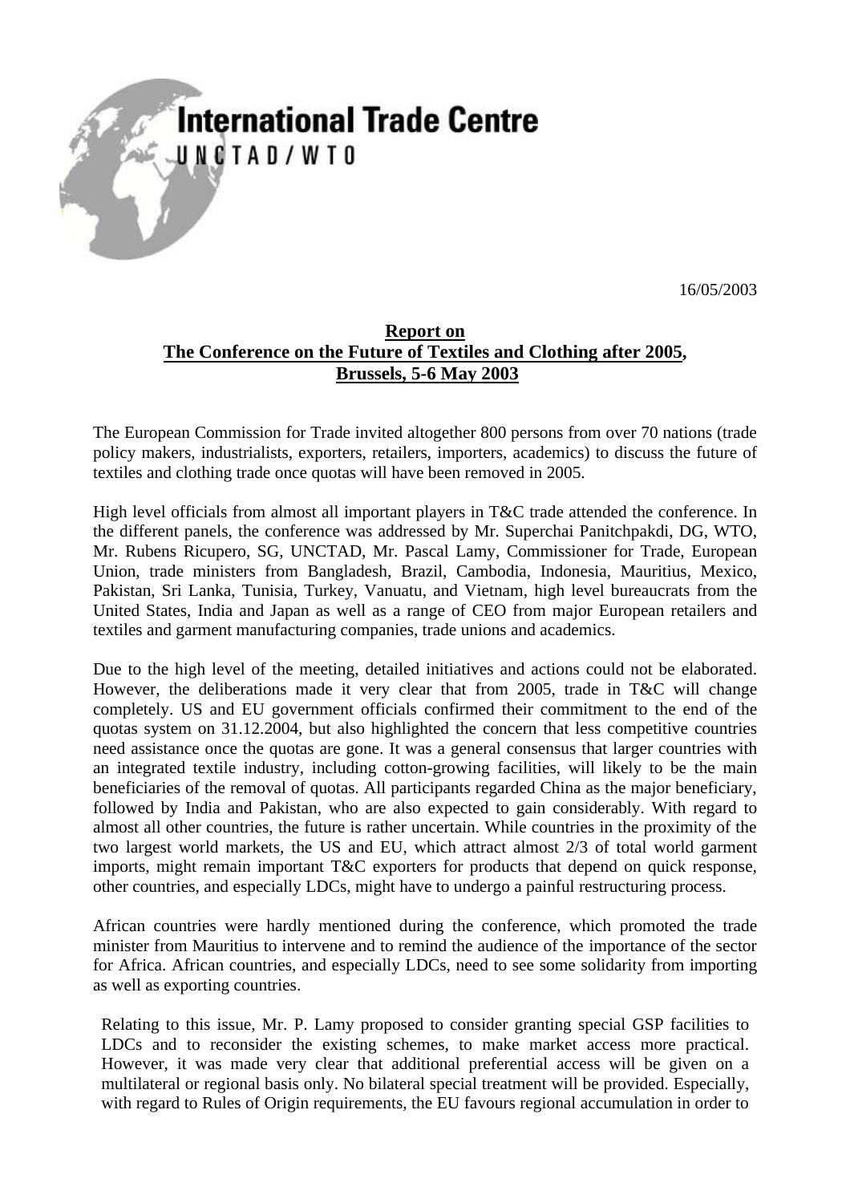International Trade Centre
UNCTAD/WTO

16/05/2003

# Report on The Conference on the Future of Textiles and Clothing after 2005, Brussels, 5-6 May 2003

The European Commission for Trade invited altogether 800 persons from over 70 nations (trade policy makers, industrialists, exporters, retailers, importers, academics) to discuss the future of textiles and clothing trade once quotas will have been removed in 2005.

High level officials from almost all important players in T&C trade attended the conference. In the different panels, the conference was addressed by Mr. Superchai Panitchpakdi, DG, WTO, Mr. Rubens Ricupero, SG, UNCTAD, Mr. Pascal Lamy, Commissioner for Trade, European Union, trade ministers from Bangladesh, Brazil, Cambodia, Indonesia, Mauritius, Mexico, Pakistan, Sri Lanka, Tunisia, Turkey, Vanuatu, and Vietnam, high level bureaucrats from the United States, India and Japan as well as a range of CEO from major European retailers and textiles and garment manufacturing companies, trade unions and academics.

Due to the high level of the meeting, detailed initiatives and actions could not be elaborated. However, the deliberations made it very clear that from 2005, trade in T&C will change completely. US and EU government officials confirmed their commitment to the end of the quotas system on 31.12.2004, but also highlighted the concern that less competitive countries need assistance once the quotas are gone. It was a general consensus that larger countries with an integrated textile industry, including cotton-growing facilities, will likely to be the main beneficiaries of the removal of quotas. All participants regarded China as the major beneficiary, followed by India and Pakistan, who are also expected to gain considerably. With regard to almost all other countries, the future is rather uncertain. While countries in the proximity of the two largest world markets, the US and EU, which attract almost 2/3 of total world garment imports, might remain important T&C exporters for products that depend on quick response, other countries, and especially LDCs, might have to undergo a painful restructuring process.

African countries were hardly mentioned during the conference, which promoted the trade minister from Mauritius to intervene and to remind the audience of the importance of the sector for Africa. African countries, and especially LDCs, need to see some solidarity from importing as well as exporting countries.

Relating to this issue, Mr. P. Lamy proposed to consider granting special GSP facilities to LDCs and to reconsider the existing schemes, to make market access more practical. However, it was made very clear that additional preferential access will be given on a multilateral or regional basis only. No bilateral special treatment will be provided. Especially, with regard to Rules of Origin requirements, the EU favours regional accumulation in order to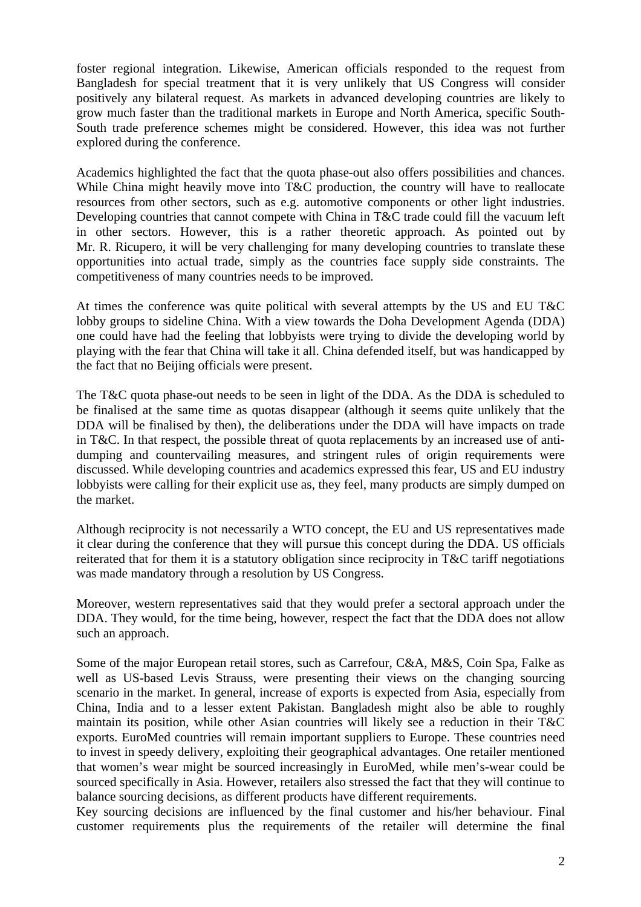foster regional integration. Likewise, American officials responded to the request from Bangladesh for special treatment that it is very unlikely that US Congress will consider positively any bilateral request. As markets in advanced developing countries are likely to grow much faster than the traditional markets in Europe and North America, specific South-South trade preference schemes might be considered. However, this idea was not further explored during the conference.

Academics highlighted the fact that the quota phase-out also offers possibilities and chances. While China might heavily move into T&C production, the country will have to reallocate resources from other sectors, such as e.g. automotive components or other light industries. Developing countries that cannot compete with China in T&C trade could fill the vacuum left in other sectors. However, this is a rather theoretic approach. As pointed out by Mr. R. Ricupero, it will be very challenging for many developing countries to translate these opportunities into actual trade, simply as the countries face supply side constraints. The competitiveness of many countries needs to be improved.

At times the conference was quite political with several attempts by the US and EU T&C lobby groups to sideline China. With a view towards the Doha Development Agenda (DDA) one could have had the feeling that lobbyists were trying to divide the developing world by playing with the fear that China will take it all. China defended itself, but was handicapped by the fact that no Beijing officials were present.

The T&C quota phase-out needs to be seen in light of the DDA. As the DDA is scheduled to be finalised at the same time as quotas disappear (although it seems quite unlikely that the DDA will be finalised by then), the deliberations under the DDA will have impacts on trade in T&C. In that respect, the possible threat of quota replacements by an increased use of anti-dumping and countervailing measures, and stringent rules of origin requirements were discussed. While developing countries and academics expressed this fear, US and EU industry lobbyists were calling for their explicit use as, they feel, many products are simply dumped on the market.

Although reciprocity is not necessarily a WTO concept, the EU and US representatives made it clear during the conference that they will pursue this concept during the DDA. US officials reiterated that for them it is a statutory obligation since reciprocity in T&C tariff negotiations was made mandatory through a resolution by US Congress.

Moreover, western representatives said that they would prefer a sectoral approach under the DDA. They would, for the time being, however, respect the fact that the DDA does not allow such an approach.

Some of the major European retail stores, such as Carrefour, C&A, M&S, Coin Spa, Falke as well as US-based Levis Strauss, were presenting their views on the changing sourcing scenario in the market. In general, increase of exports is expected from Asia, especially from China, India and to a lesser extent Pakistan. Bangladesh might also be able to roughly maintain its position, while other Asian countries will likely see a reduction in their T&C exports. EuroMed countries will remain important suppliers to Europe. These countries need to invest in speedy delivery, exploiting their geographical advantages. One retailer mentioned that women's wear might be sourced increasingly in EuroMed, while men's-wear could be sourced specifically in Asia. However, retailers also stressed the fact that they will continue to balance sourcing decisions, as different products have different requirements.

Key sourcing decisions are influenced by the final customer and his/her behaviour. Final customer requirements plus the requirements of the retailer will determine the final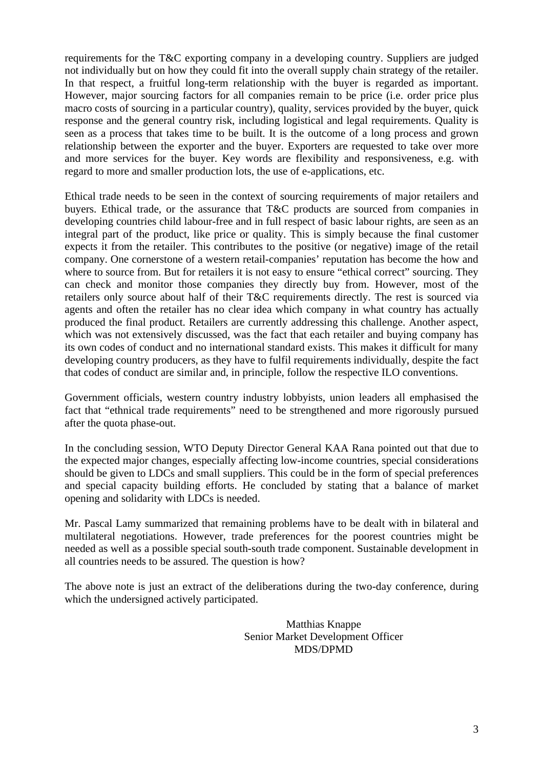requirements for the T&C exporting company in a developing country. Suppliers are judged not individually but on how they could fit into the overall supply chain strategy of the retailer. In that respect, a fruitful long-term relationship with the buyer is regarded as important. However, major sourcing factors for all companies remain to be price (i.e. order price plus macro costs of sourcing in a particular country), quality, services provided by the buyer, quick response and the general country risk, including logistical and legal requirements. Quality is seen as a process that takes time to be built. It is the outcome of a long process and grown relationship between the exporter and the buyer. Exporters are requested to take over more and more services for the buyer. Key words are flexibility and responsiveness, e.g. with regard to more and smaller production lots, the use of e-applications, etc.

Ethical trade needs to be seen in the context of sourcing requirements of major retailers and buyers. Ethical trade, or the assurance that T&C products are sourced from companies in developing countries child labour-free and in full respect of basic labour rights, are seen as an integral part of the product, like price or quality. This is simply because the final customer expects it from the retailer. This contributes to the positive (or negative) image of the retail company. One cornerstone of a western retail-companies' reputation has become the how and where to source from. But for retailers it is not easy to ensure "ethical correct" sourcing. They can check and monitor those companies they directly buy from. However, most of the retailers only source about half of their T&C requirements directly. The rest is sourced via agents and often the retailer has no clear idea which company in what country has actually produced the final product. Retailers are currently addressing this challenge. Another aspect, which was not extensively discussed, was the fact that each retailer and buying company has its own codes of conduct and no international standard exists. This makes it difficult for many developing country producers, as they have to fulfil requirements individually, despite the fact that codes of conduct are similar and, in principle, follow the respective ILO conventions.

Government officials, western country industry lobbyists, union leaders all emphasised the fact that "ethnical trade requirements" need to be strengthened and more rigorously pursued after the quota phase-out.

In the concluding session, WTO Deputy Director General KAA Rana pointed out that due to the expected major changes, especially affecting low-income countries, special considerations should be given to LDCs and small suppliers. This could be in the form of special preferences and special capacity building efforts. He concluded by stating that a balance of market opening and solidarity with LDCs is needed.

Mr. Pascal Lamy summarized that remaining problems have to be dealt with in bilateral and multilateral negotiations. However, trade preferences for the poorest countries might be needed as well as a possible special south-south trade component. Sustainable development in all countries needs to be assured. The question is how?

The above note is just an extract of the deliberations during the two-day conference, during which the undersigned actively participated.

Matthias Knappe
Senior Market Development Officer
MDS/DPMD